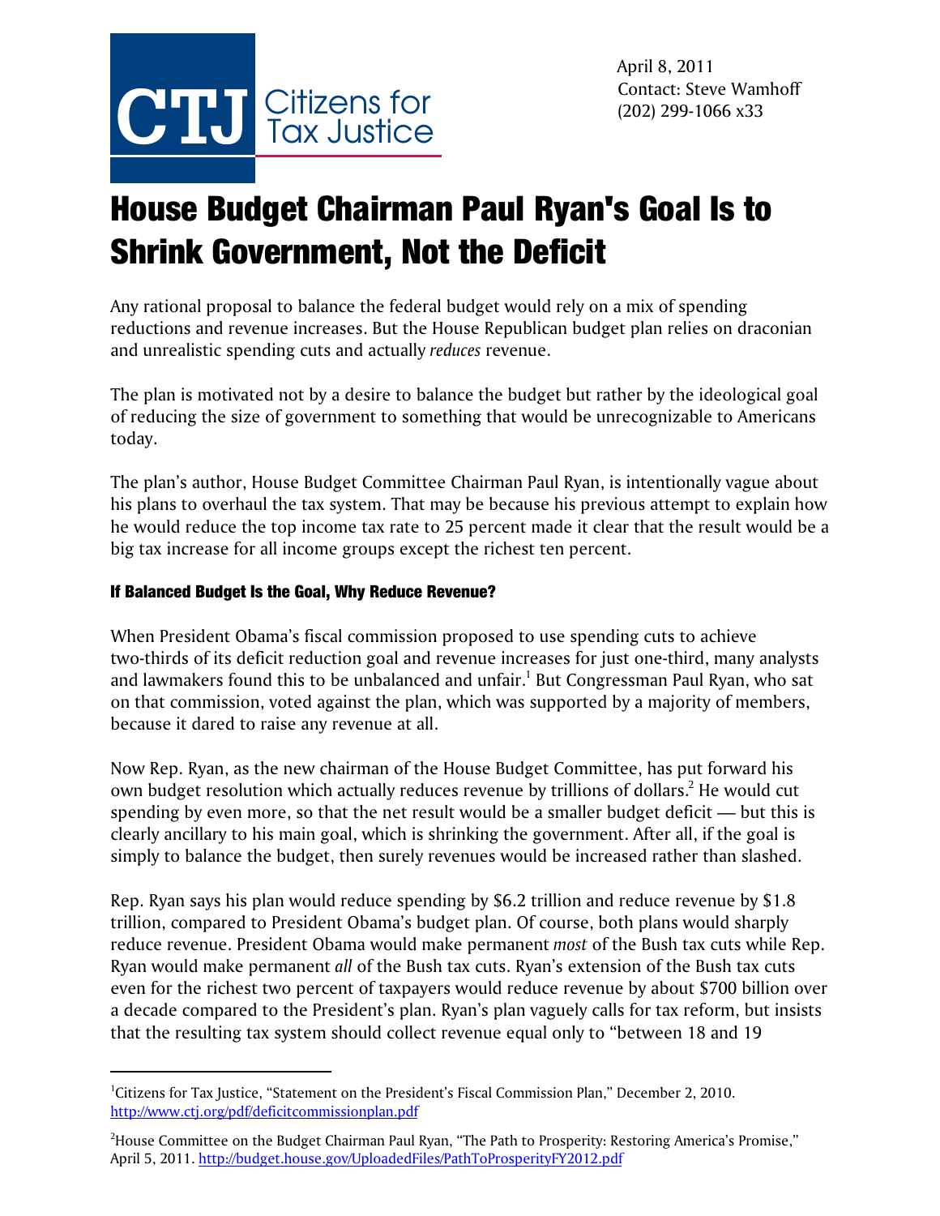CTJ Citizens for Tax Justice

April 8, 2011
Contact: Steve Wamhoff
(202) 299-1066 x33

# House Budget Chairman Paul Ryan's Goal Is to Shrink Government, Not the Deficit

Any rational proposal to balance the federal budget would rely on a mix of spending reductions and revenue increases. But the House Republican budget plan relies on draconian and unrealistic spending cuts and actually *reduces* revenue.

The plan is motivated not by a desire to balance the budget but rather by the ideological goal of reducing the size of government to something that would be unrecognizable to Americans today.

The plan's author, House Budget Committee Chairman Paul Ryan, is intentionally vague about his plans to overhaul the tax system. That may be because his previous attempt to explain how he would reduce the top income tax rate to 25 percent made it clear that the result would be a big tax increase for all income groups except the richest ten percent.

### If Balanced Budget Is the Goal, Why Reduce Revenue?

When President Obama's fiscal commission proposed to use spending cuts to achieve two-thirds of its deficit reduction goal and revenue increases for just one-third, many analysts and lawmakers found this to be unbalanced and unfair.[1] But Congressman Paul Ryan, who sat on that commission, voted against the plan, which was supported by a majority of members, because it dared to raise any revenue at all.

Now Rep. Ryan, as the new chairman of the House Budget Committee, has put forward his own budget resolution which actually reduces revenue by trillions of dollars.[2] He would cut spending by even more, so that the net result would be a smaller budget deficit — but this is clearly ancillary to his main goal, which is shrinking the government. After all, if the goal is simply to balance the budget, then surely revenues would be increased rather than slashed.

Rep. Ryan says his plan would reduce spending by $6.2 trillion and reduce revenue by $1.8 trillion, compared to President Obama's budget plan. Of course, both plans would sharply reduce revenue. President Obama would make permanent *most* of the Bush tax cuts while Rep. Ryan would make permanent *all* of the Bush tax cuts. Ryan's extension of the Bush tax cuts even for the richest two percent of taxpayers would reduce revenue by about $700 billion over a decade compared to the President's plan. Ryan's plan vaguely calls for tax reform, but insists that the resulting tax system should collect revenue equal only to "between 18 and 19

---

[1] Citizens for Tax Justice, "Statement on the President's Fiscal Commission Plan," December 2, 2010. http://www.ctj.org/pdf/deficitcommissionplan.pdf

[2] House Committee on the Budget Chairman Paul Ryan, "The Path to Prosperity: Restoring America's Promise," April 5, 2011. http://budget.house.gov/UploadedFiles/PathToProsperityFY2012.pdf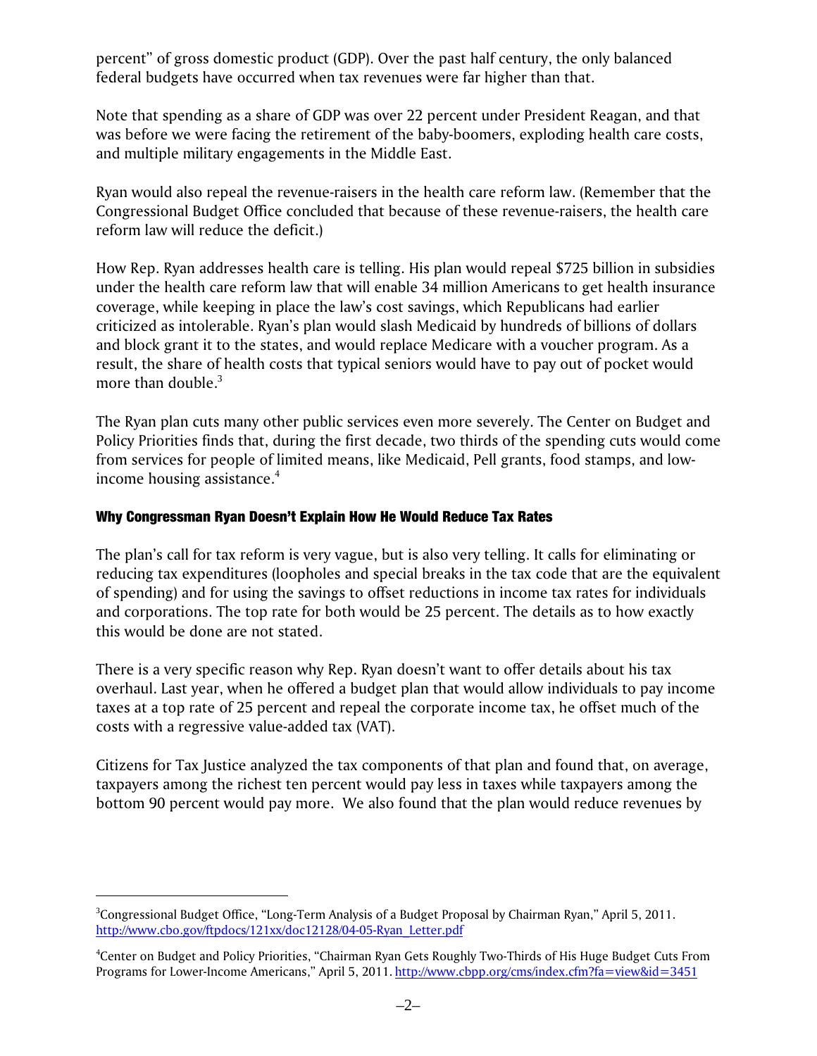percent" of gross domestic product (GDP). Over the past half century, the only balanced federal budgets have occurred when tax revenues were far higher than that.

Note that spending as a share of GDP was over 22 percent under President Reagan, and that was before we were facing the retirement of the baby-boomers, exploding health care costs, and multiple military engagements in the Middle East.

Ryan would also repeal the revenue-raisers in the health care reform law. (Remember that the Congressional Budget Office concluded that because of these revenue-raisers, the health care reform law will reduce the deficit.)

How Rep. Ryan addresses health care is telling. His plan would repeal $725 billion in subsidies under the health care reform law that will enable 34 million Americans to get health insurance coverage, while keeping in place the law's cost savings, which Republicans had earlier criticized as intolerable. Ryan's plan would slash Medicaid by hundreds of billions of dollars and block grant it to the states, and would replace Medicare with a voucher program. As a result, the share of health costs that typical seniors would have to pay out of pocket would more than double.[3]

The Ryan plan cuts many other public services even more severely. The Center on Budget and Policy Priorities finds that, during the first decade, two thirds of the spending cuts would come from services for people of limited means, like Medicaid, Pell grants, food stamps, and low-income housing assistance.[4]

## Why Congressman Ryan Doesn't Explain How He Would Reduce Tax Rates

The plan's call for tax reform is very vague, but is also very telling. It calls for eliminating or reducing tax expenditures (loopholes and special breaks in the tax code that are the equivalent of spending) and for using the savings to offset reductions in income tax rates for individuals and corporations. The top rate for both would be 25 percent. The details as to how exactly this would be done are not stated.

There is a very specific reason why Rep. Ryan doesn't want to offer details about his tax overhaul. Last year, when he offered a budget plan that would allow individuals to pay income taxes at a top rate of 25 percent and repeal the corporate income tax, he offset much of the costs with a regressive value-added tax (VAT).

Citizens for Tax Justice analyzed the tax components of that plan and found that, on average, taxpayers among the richest ten percent would pay less in taxes while taxpayers among the bottom 90 percent would pay more. We also found that the plan would reduce revenues by

---

[3] Congressional Budget Office, "Long-Term Analysis of a Budget Proposal by Chairman Ryan," April 5, 2011. http://www.cbo.gov/ftpdocs/121xx/doc12128/04-05-Ryan_Letter.pdf

[4] Center on Budget and Policy Priorities, "Chairman Ryan Gets Roughly Two-Thirds of His Huge Budget Cuts From Programs for Lower-Income Americans," April 5, 2011. http://www.cbpp.org/cms/index.cfm?fa=view&id=3451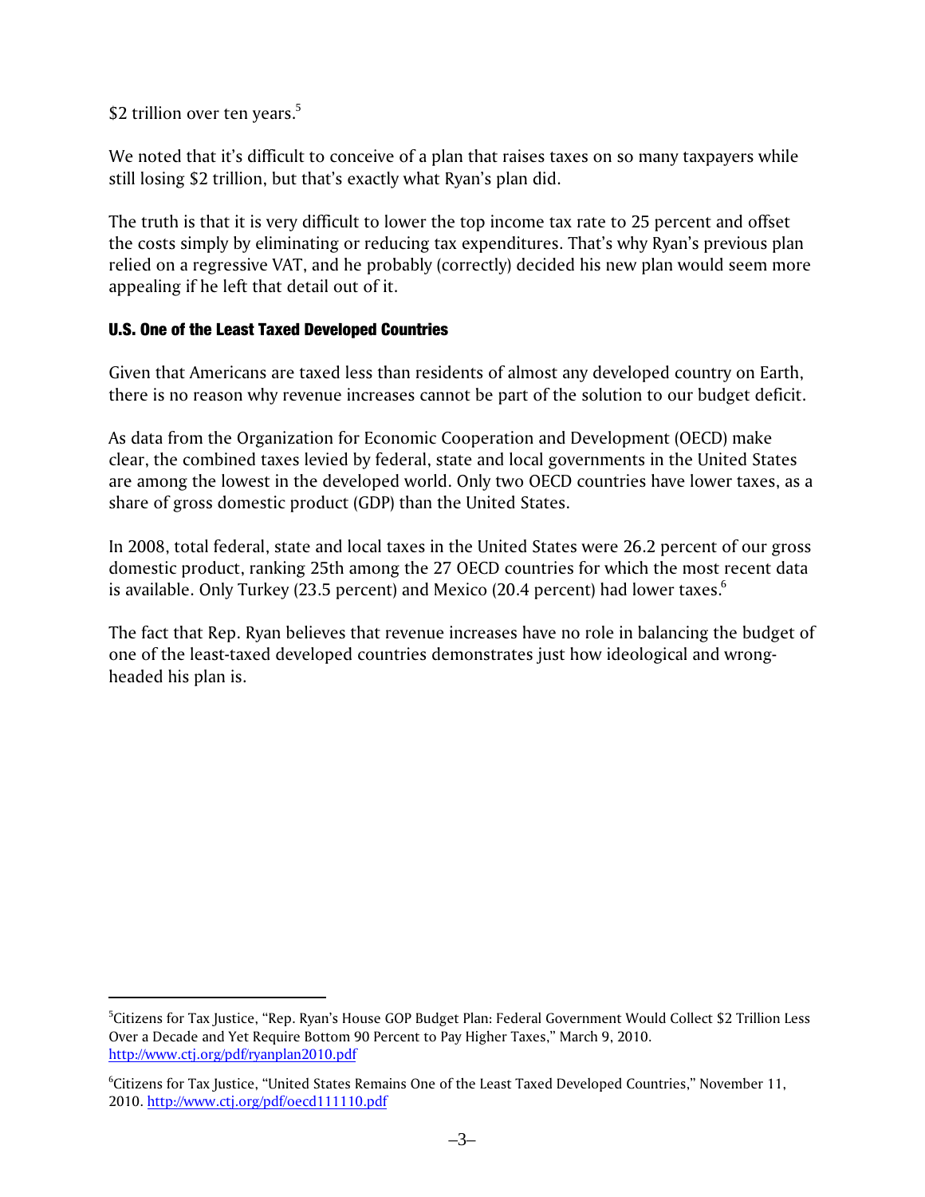$2 trillion over ten years.[5]

We noted that it's difficult to conceive of a plan that raises taxes on so many taxpayers while still losing $2 trillion, but that's exactly what Ryan's plan did.

The truth is that it is very difficult to lower the top income tax rate to 25 percent and offset the costs simply by eliminating or reducing tax expenditures. That's why Ryan's previous plan relied on a regressive VAT, and he probably (correctly) decided his new plan would seem more appealing if he left that detail out of it.

## U.S. One of the Least Taxed Developed Countries

Given that Americans are taxed less than residents of almost any developed country on Earth, there is no reason why revenue increases cannot be part of the solution to our budget deficit.

As data from the Organization for Economic Cooperation and Development (OECD) make clear, the combined taxes levied by federal, state and local governments in the United States are among the lowest in the developed world. Only two OECD countries have lower taxes, as a share of gross domestic product (GDP) than the United States.

In 2008, total federal, state and local taxes in the United States were 26.2 percent of our gross domestic product, ranking 25th among the 27 OECD countries for which the most recent data is available. Only Turkey (23.5 percent) and Mexico (20.4 percent) had lower taxes.[6]

The fact that Rep. Ryan believes that revenue increases have no role in balancing the budget of one of the least-taxed developed countries demonstrates just how ideological and wrong-headed his plan is.

---

[5] Citizens for Tax Justice, "Rep. Ryan's House GOP Budget Plan: Federal Government Would Collect $2 Trillion Less Over a Decade and Yet Require Bottom 90 Percent to Pay Higher Taxes," March 9, 2010. http://www.ctj.org/pdf/ryanplan2010.pdf

[6] Citizens for Tax Justice, "United States Remains One of the Least Taxed Developed Countries," November 11, 2010. http://www.ctj.org/pdf/oecd111110.pdf